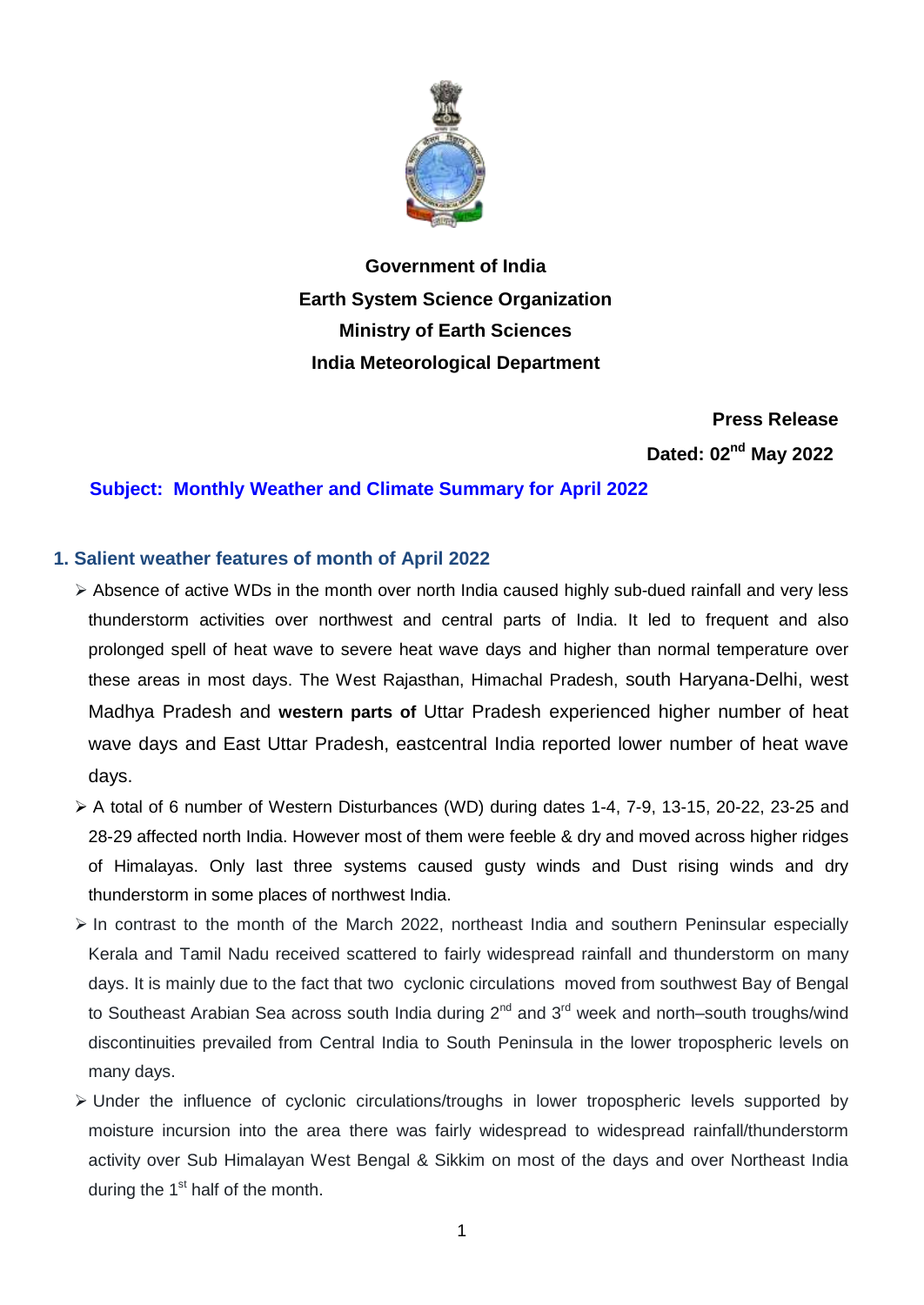**Government of India**

**Earth System Science Organization**

**Ministry of Earth Sciences**

**India Meteorological Department**

**Press Release**

**Dated: 02nd May 2022**

**Subject: Monthly Weather and Climate Summary for April 2022**

## 1. Salient weather features of month of April 2022

- Absence of active WDs in the month over north India caused highly sub-dued rainfall and very less thunderstorm activities over northwest and central parts of India. It led to frequent and also prolonged spell of heat wave to severe heat wave days and higher than normal temperature over these areas in most days. The West Rajasthan, Himachal Pradesh, south Haryana-Delhi, west Madhya Pradesh and **western parts of** Uttar Pradesh experienced higher number of heat wave days and East Uttar Pradesh, eastcentral India reported lower number of heat wave days.
- A total of 6 number of Western Disturbances (WD) during dates 1-4, 7-9, 13-15, 20-22, 23-25 and 28-29 affected north India. However most of them were feeble & dry and moved across higher ridges of Himalayas. Only last three systems caused gusty winds and Dust rising winds and dry thunderstorm in some places of northwest India.
- In contrast to the month of the March 2022, northeast India and southern Peninsular especially Kerala and Tamil Nadu received scattered to fairly widespread rainfall and thunderstorm on many days. It is mainly due to the fact that two cyclonic circulations moved from southwest Bay of Bengal to Southeast Arabian Sea across south India during 2nd and 3rd week and north–south troughs/wind discontinuities prevailed from Central India to South Peninsula in the lower tropospheric levels on many days.
- Under the influence of cyclonic circulations/troughs in lower tropospheric levels supported by moisture incursion into the area there was fairly widespread to widespread rainfall/thunderstorm activity over Sub Himalayan West Bengal & Sikkim on most of the days and over Northeast India during the 1st half of the month.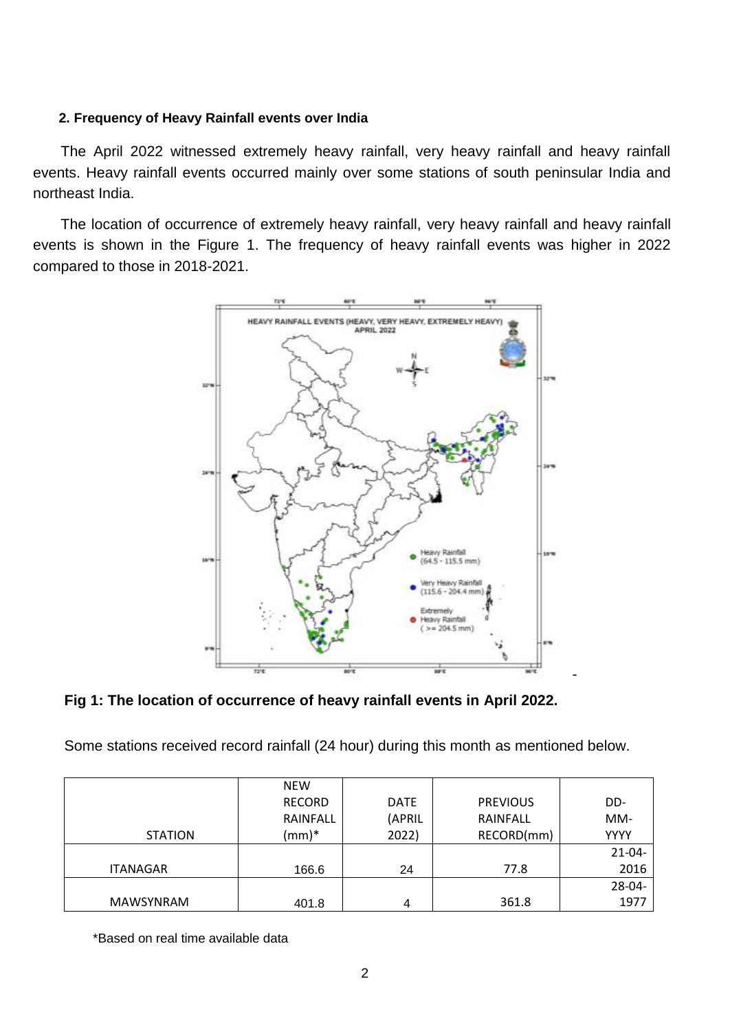### 2. Frequency of Heavy Rainfall events over India

The April 2022 witnessed extremely heavy rainfall, very heavy rainfall and heavy rainfall events. Heavy rainfall events occurred mainly over some stations of south peninsular India and northeast India.

The location of occurrence of extremely heavy rainfall, very heavy rainfall and heavy rainfall events is shown in the Figure 1. The frequency of heavy rainfall events was higher in 2022 compared to those in 2018-2021.

**Fig 1: The location of occurrence of heavy rainfall events in April 2022.**

Some stations received record rainfall (24 hour) during this month as mentioned below.

| STATION | NEW RECORD RAINFALL (mm)* | DATE (APRIL 2022) | PREVIOUS RAINFALL RECORD(mm) | DD-MM-YYYY |
|---|---|---|---|---|
| ITANAGAR | 166.6 | 24 | 77.8 | 21-04-2016 |
| MAWSYNRAM | 401.8 | 4 | 361.8 | 28-04-1977 |

*Based on real time available data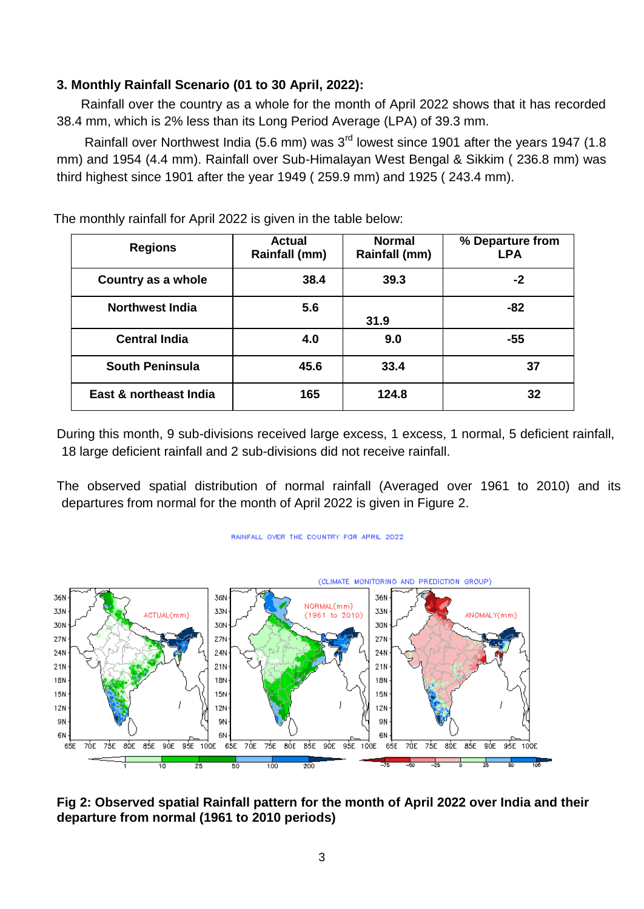### 3. Monthly Rainfall Scenario (01 to 30 April, 2022):

Rainfall over the country as a whole for the month of April 2022 shows that it has recorded 38.4 mm, which is 2% less than its Long Period Average (LPA) of 39.3 mm.

Rainfall over Northwest India (5.6 mm) was 3rd lowest since 1901 after the years 1947 (1.8 mm) and 1954 (4.4 mm). Rainfall over Sub-Himalayan West Bengal & Sikkim ( 236.8 mm) was third highest since 1901 after the year 1949 ( 259.9 mm) and 1925 ( 243.4 mm).

The monthly rainfall for April 2022 is given in the table below:

| Regions | Actual Rainfall (mm) | Normal Rainfall (mm) | % Departure from LPA |
|---|---|---|---|
| Country as a whole | 38.4 | 39.3 | -2 |
| Northwest India | 5.6 | 31.9 | -82 |
| Central India | 4.0 | 9.0 | -55 |
| South Peninsula | 45.6 | 33.4 | 37 |
| East & northeast India | 165 | 124.8 | 32 |

During this month, 9 sub-divisions received large excess, 1 excess, 1 normal, 5 deficient rainfall, 18 large deficient rainfall and 2 sub-divisions did not receive rainfall.

The observed spatial distribution of normal rainfall (Averaged over 1961 to 2010) and its departures from normal for the month of April 2022 is given in Figure 2.

**Fig 2: Observed spatial Rainfall pattern for the month of April 2022 over India and their departure from normal (1961 to 2010 periods)**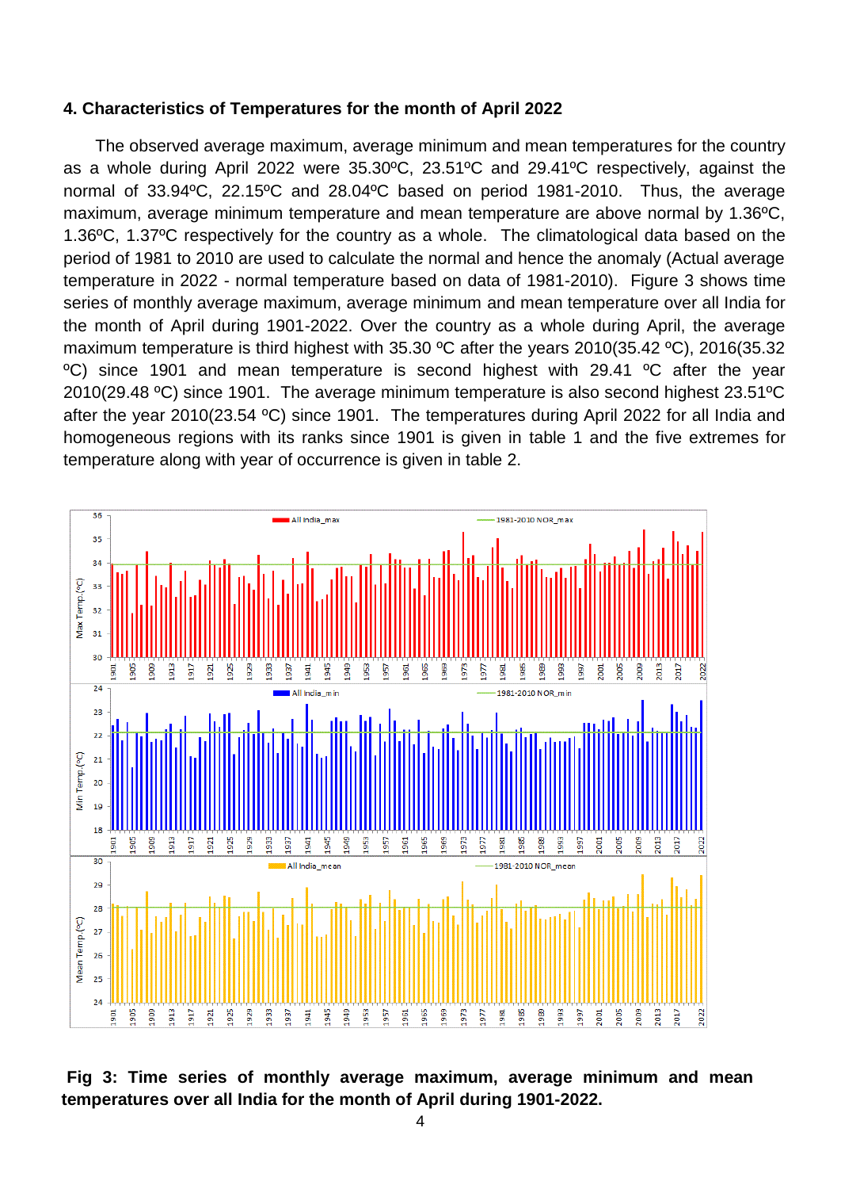### 4. Characteristics of Temperatures for the month of April 2022

The observed average maximum, average minimum and mean temperatures for the country as a whole during April 2022 were 35.30ºC, 23.51ºC and 29.41ºC respectively, against the normal of 33.94ºC, 22.15ºC and 28.04ºC based on period 1981-2010. Thus, the average maximum, average minimum temperature and mean temperature are above normal by 1.36ºC, 1.36ºC, 1.37ºC respectively for the country as a whole. The climatological data based on the period of 1981 to 2010 are used to calculate the normal and hence the anomaly (Actual average temperature in 2022 - normal temperature based on data of 1981-2010). Figure 3 shows time series of monthly average maximum, average minimum and mean temperature over all India for the month of April during 1901-2022. Over the country as a whole during April, the average maximum temperature is third highest with 35.30 ºC after the years 2010(35.42 ºC), 2016(35.32 ºC) since 1901 and mean temperature is second highest with 29.41 ºC after the year 2010(29.48 ºC) since 1901. The average minimum temperature is also second highest 23.51ºC after the year 2010(23.54 ºC) since 1901. The temperatures during April 2022 for all India and homogeneous regions with its ranks since 1901 is given in table 1 and the five extremes for temperature along with year of occurrence is given in table 2.

**Fig 3: Time series of monthly average maximum, average minimum and mean temperatures over all India for the month of April during 1901-2022.**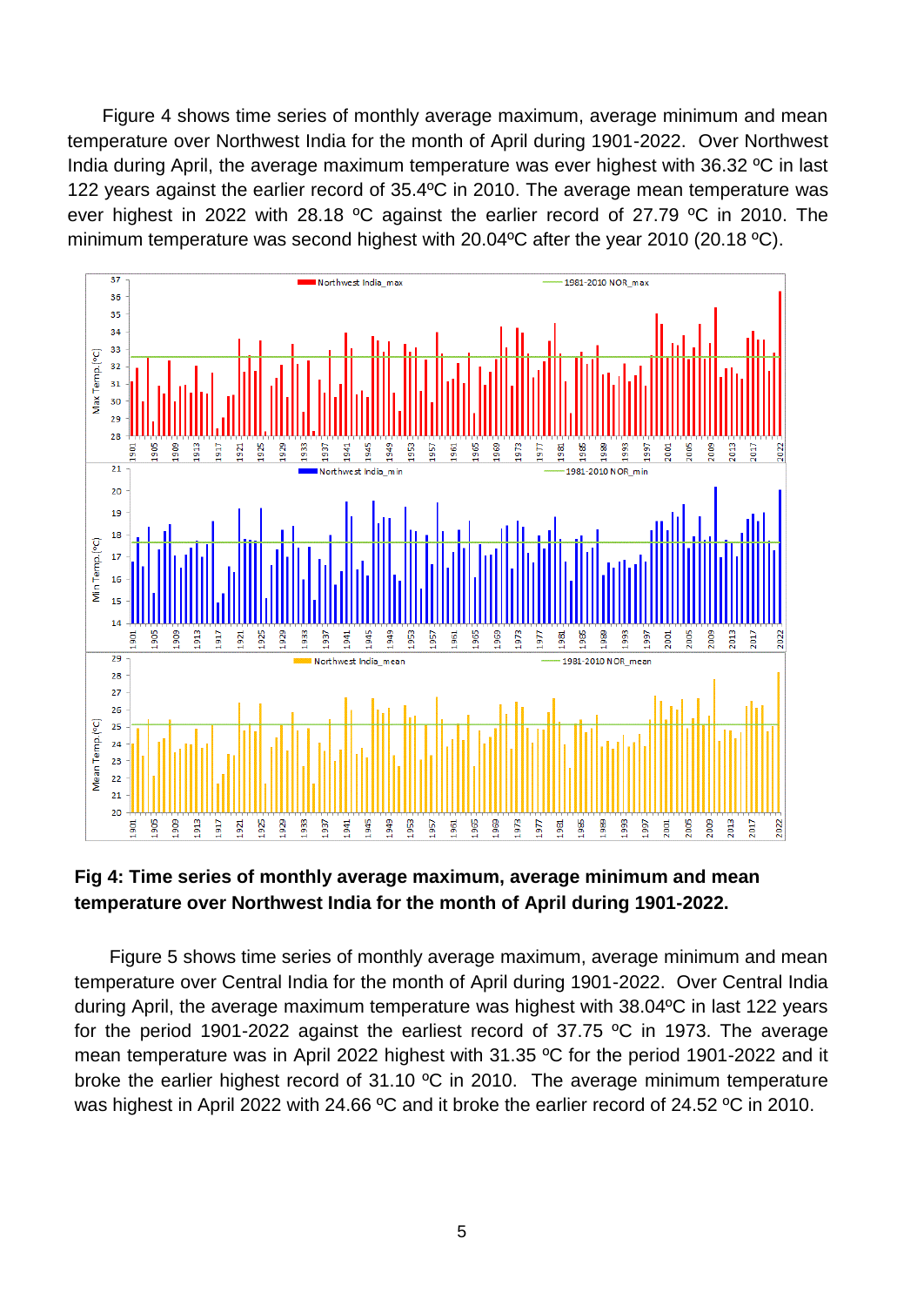Figure 4 shows time series of monthly average maximum, average minimum and mean temperature over Northwest India for the month of April during 1901-2022. Over Northwest India during April, the average maximum temperature was ever highest with 36.32 ºC in last 122 years against the earlier record of 35.4ºC in 2010. The average mean temperature was ever highest in 2022 with 28.18 ºC against the earlier record of 27.79 ºC in 2010. The minimum temperature was second highest with 20.04ºC after the year 2010 (20.18 ºC).

**Fig 4: Time series of monthly average maximum, average minimum and mean temperature over Northwest India for the month of April during 1901-2022.**

Figure 5 shows time series of monthly average maximum, average minimum and mean temperature over Central India for the month of April during 1901-2022. Over Central India during April, the average maximum temperature was highest with 38.04ºC in last 122 years for the period 1901-2022 against the earliest record of 37.75 ºC in 1973. The average mean temperature was in April 2022 highest with 31.35 ºC for the period 1901-2022 and it broke the earlier highest record of 31.10 ºC in 2010. The average minimum temperature was highest in April 2022 with 24.66 ºC and it broke the earlier record of 24.52 ºC in 2010.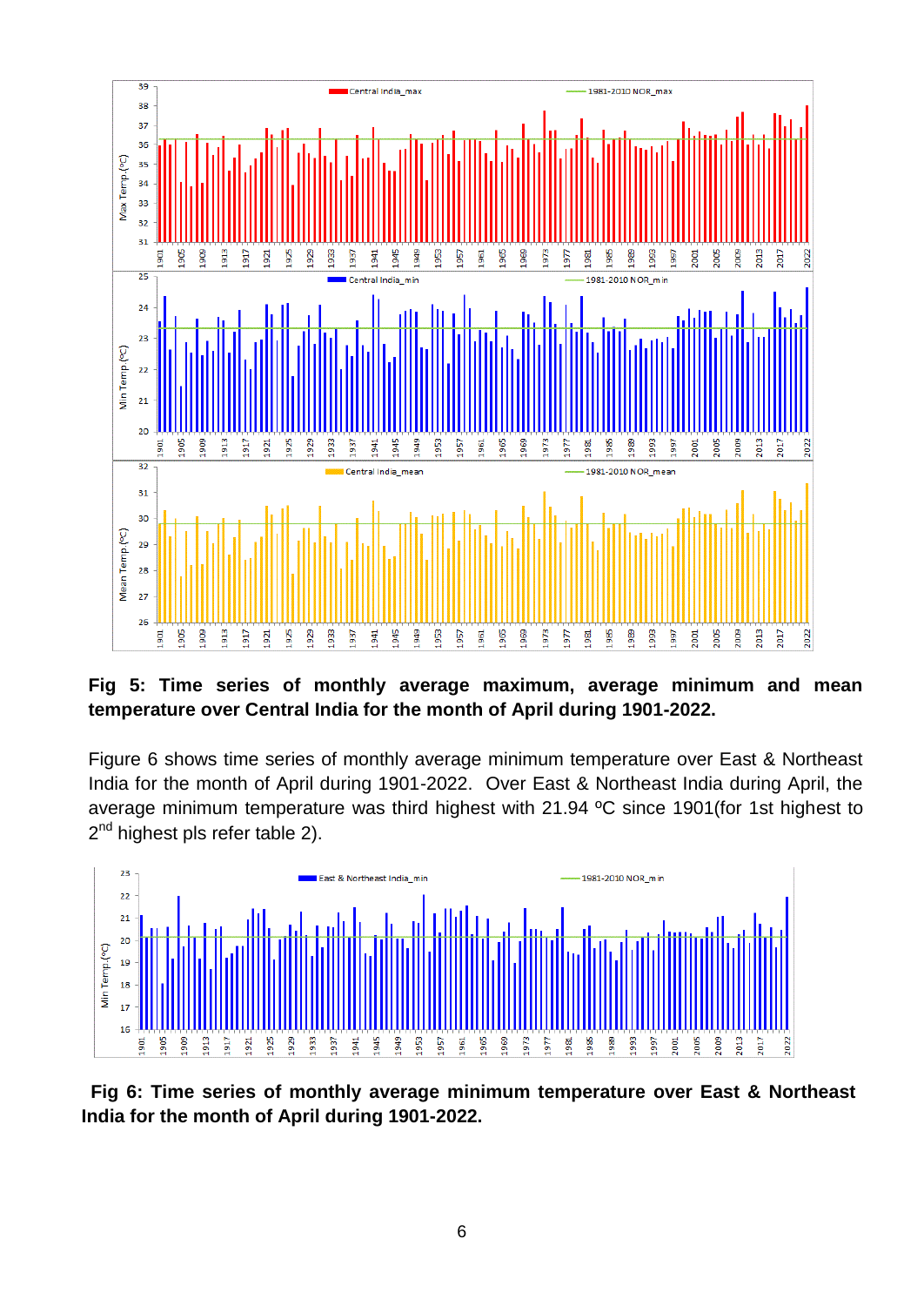**Fig 5: Time series of monthly average maximum, average minimum and mean temperature over Central India for the month of April during 1901-2022.**

Figure 6 shows time series of monthly average minimum temperature over East & Northeast India for the month of April during 1901-2022. Over East & Northeast India during April, the average minimum temperature was third highest with 21.94 ºC since 1901(for 1st highest to 2nd highest pls refer table 2).

**Fig 6: Time series of monthly average minimum temperature over East & Northeast India for the month of April during 1901-2022.**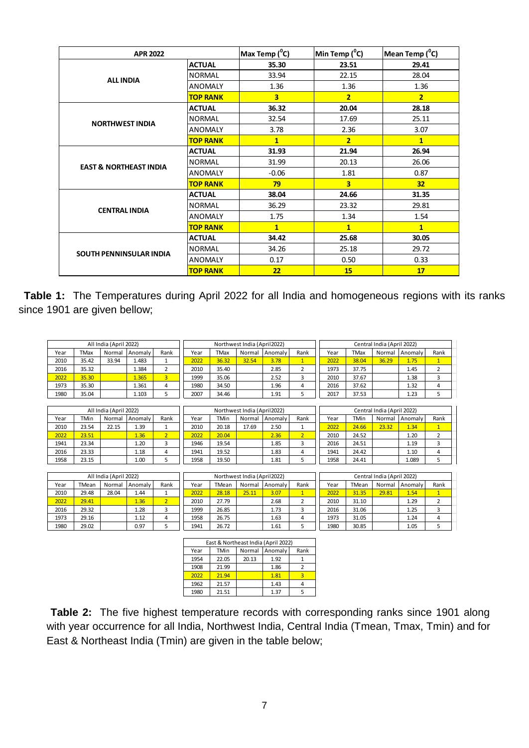| APR 2022 | | Max Temp ($^0$C) | Min Temp ($^0$C) | Mean Temp ($^0$C) |
|---|---|---|---|---|
| ALL INDIA | **ACTUAL** | **35.30** | **23.51** | **29.41** |
| | NORMAL | 33.94 | 22.15 | 28.04 |
| | ANOMALY | 1.36 | 1.36 | 1.36 |
| | **TOP RANK** | **3** | **2** | **2** |
| NORTHWEST INDIA | **ACTUAL** | **36.32** | **20.04** | **28.18** |
| | NORMAL | 32.54 | 17.69 | 25.11 |
| | ANOMALY | 3.78 | 2.36 | 3.07 |
| | **TOP RANK** | **1** | **2** | **1** |
| EAST & NORTHEAST INDIA | **ACTUAL** | **31.93** | **21.94** | **26.94** |
| | NORMAL | 31.99 | 20.13 | 26.06 |
| | ANOMALY | -0.06 | 1.81 | 0.87 |
| | **TOP RANK** | **79** | **3** | **32** |
| CENTRAL INDIA | **ACTUAL** | **38.04** | **24.66** | **31.35** |
| | NORMAL | 36.29 | 23.32 | 29.81 |
| | ANOMALY | 1.75 | 1.34 | 1.54 |
| | **TOP RANK** | **1** | **1** | **1** |
| SOUTH PENNINSULAR INDIA | **ACTUAL** | **34.42** | **25.68** | **30.05** |
| | NORMAL | 34.26 | 25.18 | 29.72 |
| | ANOMALY | 0.17 | 0.50 | 0.33 |
| | **TOP RANK** | **22** | **15** | **17** |

**Table 1:** The Temperatures during April 2022 for all India and homogeneous regions with its ranks since 1901 are given bellow;

| All India (April 2022) | | | | |
|---|---|---|---|---|
| Year | TMax | Normal | Anomaly | Rank |
| 2010 | 35.42 | 33.94 | 1.483 | 1 |
| 2016 | 35.32 | | 1.384 | 2 |
| 2022 | 35.30 | | 1.365 | 3 |
| 1973 | 35.30 | | 1.361 | 4 |
| 1980 | 35.04 | | 1.103 | 5 |

| Northwest India (April2022) | | | | |
|---|---|---|---|---|
| Year | TMax | Normal | Anomaly | Rank |
| 2022 | 36.32 | 32.54 | 3.78 | 1 |
| 2010 | 35.40 | | 2.85 | 2 |
| 1999 | 35.06 | | 2.52 | 3 |
| 1980 | 34.50 | | 1.96 | 4 |
| 2007 | 34.46 | | 1.91 | 5 |

| Central India (April 2022) | | | | |
|---|---|---|---|---|
| Year | TMax | Normal | Anomaly | Rank |
| 2022 | 38.04 | 36.29 | 1.75 | 1 |
| 1973 | 37.75 | | 1.45 | 2 |
| 2010 | 37.67 | | 1.38 | 3 |
| 2016 | 37.62 | | 1.32 | 4 |
| 2017 | 37.53 | | 1.23 | 5 |

| All India (April 2022) | | | | |
|---|---|---|---|---|
| Year | TMin | Normal | Anomaly | Rank |
| 2010 | 23.54 | 22.15 | 1.39 | 1 |
| 2022 | 23.51 | | 1.36 | 2 |
| 1941 | 23.34 | | 1.20 | 3 |
| 2016 | 23.33 | | 1.18 | 4 |
| 1958 | 23.15 | | 1.00 | 5 |

| Northwest India (April2022) | | | | |
|---|---|---|---|---|
| Year | TMin | Normal | Anomaly | Rank |
| 2010 | 20.18 | 17.69 | 2.50 | 1 |
| 2022 | 20.04 | | 2.36 | 2 |
| 1946 | 19.54 | | 1.85 | 3 |
| 1941 | 19.52 | | 1.83 | 4 |
| 1958 | 19.50 | | 1.81 | 5 |

| Central India (April 2022) | | | | |
|---|---|---|---|---|
| Year | TMin | Normal | Anomaly | Rank |
| 2022 | 24.66 | 23.32 | 1.34 | 1 |
| 2010 | 24.52 | | 1.20 | 2 |
| 2016 | 24.51 | | 1.19 | 3 |
| 1941 | 24.42 | | 1.10 | 4 |
| 1958 | 24.41 | | 1.089 | 5 |

| All India (April 2022) | | | | |
|---|---|---|---|---|
| Year | TMean | Normal | Anomaly | Rank |
| 2010 | 29.48 | 28.04 | 1.44 | 1 |
| 2022 | 29.41 | | 1.36 | 2 |
| 2016 | 29.32 | | 1.28 | 3 |
| 1973 | 29.16 | | 1.12 | 4 |
| 1980 | 29.02 | | 0.97 | 5 |

| Northwest India (April2022) | | | | |
|---|---|---|---|---|
| Year | TMean | Normal | Anomaly | Rank |
| 2022 | 28.18 | 25.11 | 3.07 | 1 |
| 2010 | 27.79 | | 2.68 | 2 |
| 1999 | 26.85 | | 1.73 | 3 |
| 1958 | 26.75 | | 1.63 | 4 |
| 1941 | 26.72 | | 1.61 | 5 |

| Central India (April 2022) | | | | |
|---|---|---|---|---|
| Year | TMean | Normal | Anomaly | Rank |
| 2022 | 31.35 | 29.81 | 1.54 | 1 |
| 2010 | 31.10 | | 1.29 | 2 |
| 2016 | 31.06 | | 1.25 | 3 |
| 1973 | 31.05 | | 1.24 | 4 |
| 1980 | 30.85 | | 1.05 | 5 |

| East & Northeast India (April 2022) | | | | |
|---|---|---|---|---|
| Year | TMin | Normal | Anomaly | Rank |
| 1954 | 22.05 | 20.13 | 1.92 | 1 |
| 1908 | 21.99 | | 1.86 | 2 |
| 2022 | 21.94 | | 1.81 | 3 |
| 1962 | 21.57 | | 1.43 | 4 |
| 1980 | 21.51 | | 1.37 | 5 |

**Table 2:** The five highest temperature records with corresponding ranks since 1901 along with year occurrence for all India, Northwest India, Central India (Tmean, Tmax, Tmin) and for East & Northeast India (Tmin) are given in the table below;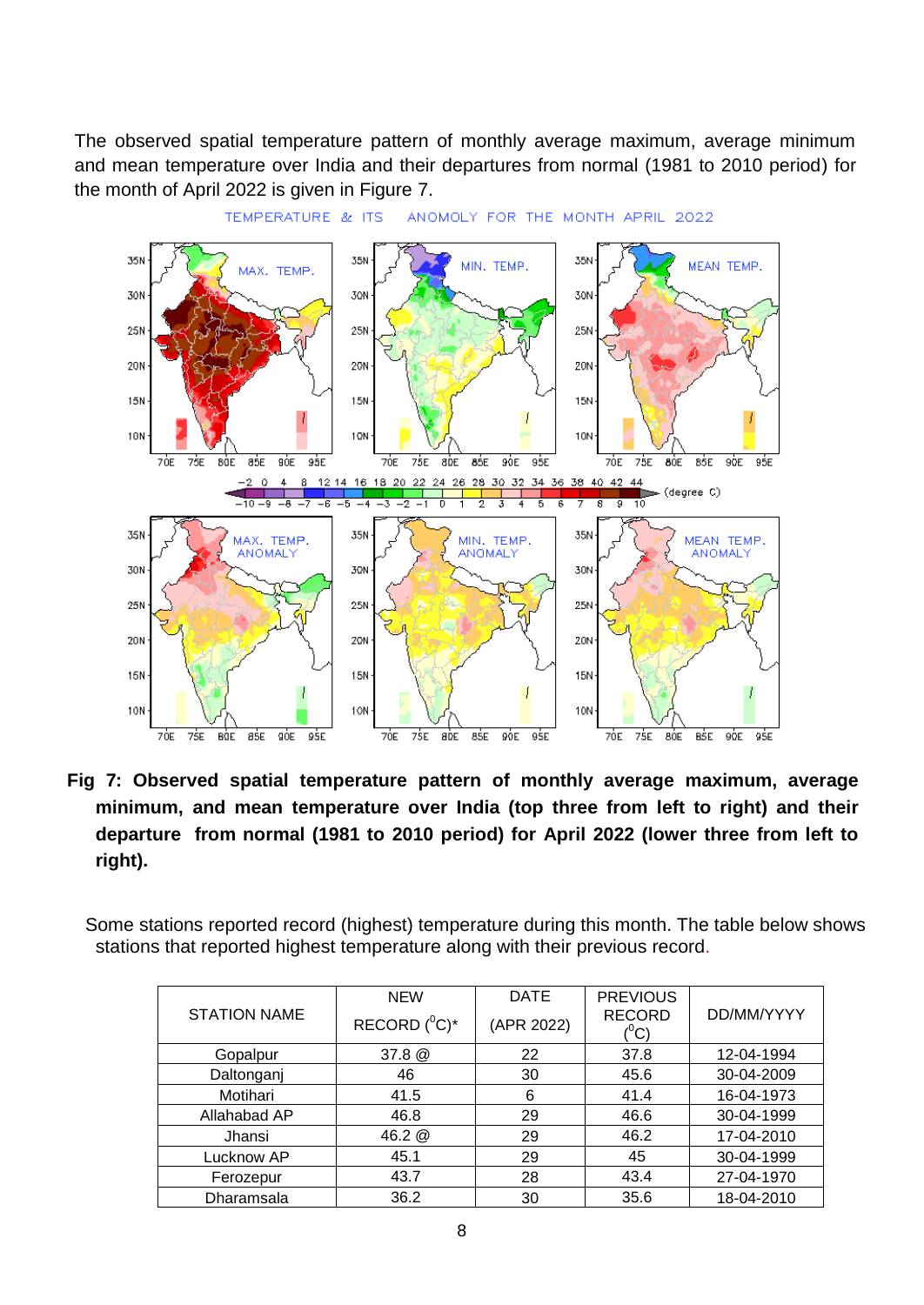The observed spatial temperature pattern of monthly average maximum, average minimum and mean temperature over India and their departures from normal (1981 to 2010 period) for the month of April 2022 is given in Figure 7.

**Fig 7: Observed spatial temperature pattern of monthly average maximum, average minimum, and mean temperature over India (top three from left to right) and their departure from normal (1981 to 2010 period) for April 2022 (lower three from left to right).**

Some stations reported record (highest) temperature during this month. The table below shows stations that reported highest temperature along with their previous record.

| STATION NAME | NEW RECORD ($^0$C)* | DATE (APR 2022) | PREVIOUS RECORD ($^0$C) | DD/MM/YYYY |
|---|---|---|---|---|
| Gopalpur | 37.8 @ | 22 | 37.8 | 12-04-1994 |
| Daltonganj | 46 | 30 | 45.6 | 30-04-2009 |
| Motihari | 41.5 | 6 | 41.4 | 16-04-1973 |
| Allahabad AP | 46.8 | 29 | 46.6 | 30-04-1999 |
| Jhansi | 46.2 @ | 29 | 46.2 | 17-04-2010 |
| Lucknow AP | 45.1 | 29 | 45 | 30-04-1999 |
| Ferozepur | 43.7 | 28 | 43.4 | 27-04-1970 |
| Dharamsala | 36.2 | 30 | 35.6 | 18-04-2010 |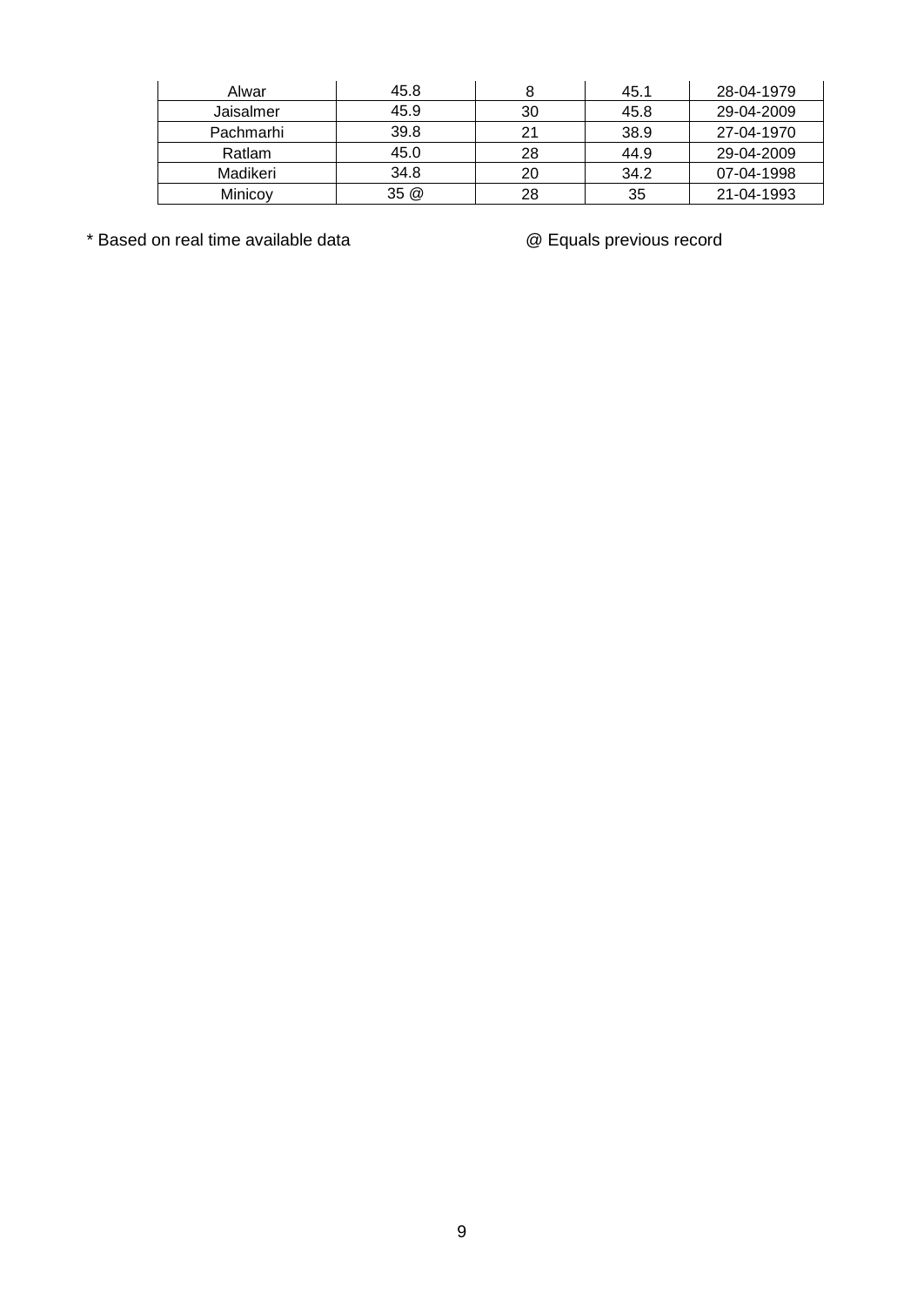| | | | | |
|---|---|---|---|---|
| Alwar | 45.8 | 8 | 45.1 | 28-04-1979 |
| Jaisalmer | 45.9 | 30 | 45.8 | 29-04-2009 |
| Pachmarhi | 39.8 | 21 | 38.9 | 27-04-1970 |
| Ratlam | 45.0 | 28 | 44.9 | 29-04-2009 |
| Madikeri | 34.8 | 20 | 34.2 | 07-04-1998 |
| Minicoy | 35 @ | 28 | 35 | 21-04-1993 |

* Based on real time available data

@ Equals previous record